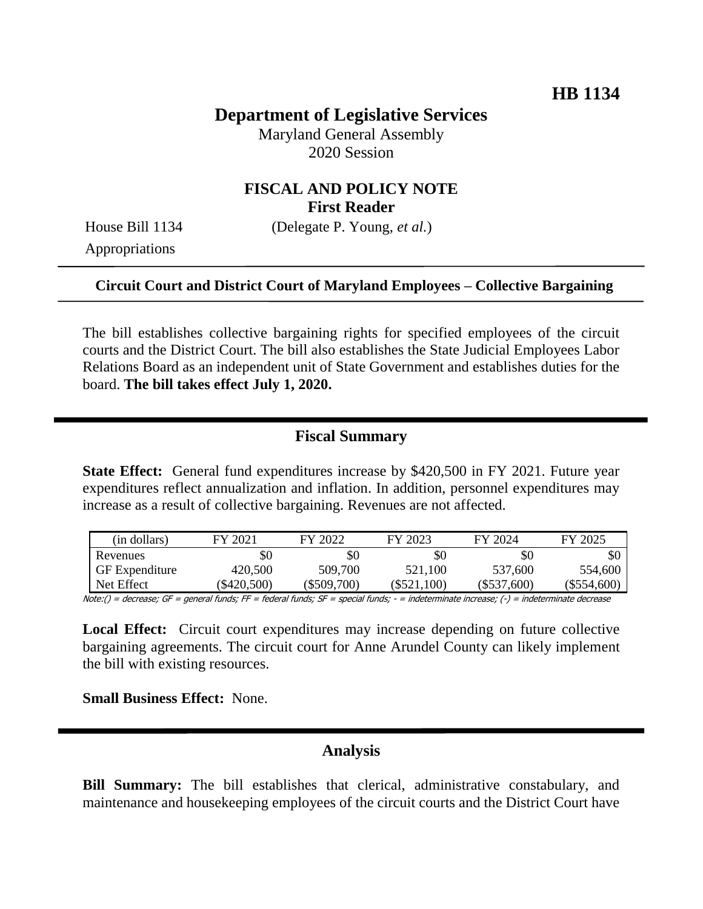**HB 1134**

# Department of Legislative Services

Maryland General Assembly
2020 Session

## FISCAL AND POLICY NOTE
**First Reader**

House Bill 1134 (Delegate P. Young, *et al.*)
Appropriations

---

**Circuit Court and District Court of Maryland Employees – Collective Bargaining**

---

The bill establishes collective bargaining rights for specified employees of the circuit courts and the District Court. The bill also establishes the State Judicial Employees Labor Relations Board as an independent unit of State Government and establishes duties for the board. **The bill takes effect July 1, 2020.**

## Fiscal Summary

**State Effect:** General fund expenditures increase by \$420,500 in FY 2021. Future year expenditures reflect annualization and inflation. In addition, personnel expenditures may increase as a result of collective bargaining. Revenues are not affected.

| (in dollars) | FY 2021 | FY 2022 | FY 2023 | FY 2024 | FY 2025 |
|---|---|---|---|---|---|
| Revenues | \$0 | \$0 | \$0 | \$0 | \$0 |
| GF Expenditure | 420,500 | 509,700 | 521,100 | 537,600 | 554,600 |
| Net Effect | (\$420,500) | (\$509,700) | (\$521,100) | (\$537,600) | (\$554,600) |

Note:() = decrease; GF = general funds; FF = federal funds; SF = special funds; - = indeterminate increase; (-) = indeterminate decrease

**Local Effect:** Circuit court expenditures may increase depending on future collective bargaining agreements. The circuit court for Anne Arundel County can likely implement the bill with existing resources.

**Small Business Effect:** None.

## Analysis

**Bill Summary:** The bill establishes that clerical, administrative constabulary, and maintenance and housekeeping employees of the circuit courts and the District Court have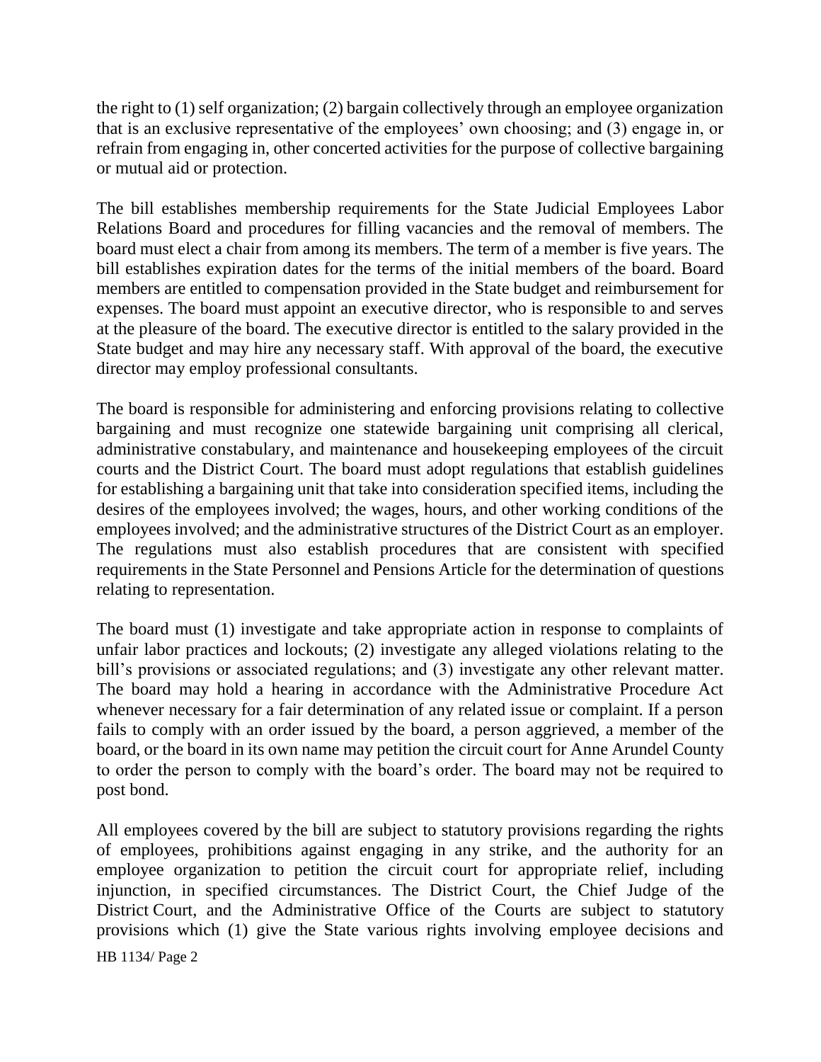the right to (1) self organization; (2) bargain collectively through an employee organization that is an exclusive representative of the employees' own choosing; and (3) engage in, or refrain from engaging in, other concerted activities for the purpose of collective bargaining or mutual aid or protection.

The bill establishes membership requirements for the State Judicial Employees Labor Relations Board and procedures for filling vacancies and the removal of members. The board must elect a chair from among its members. The term of a member is five years. The bill establishes expiration dates for the terms of the initial members of the board. Board members are entitled to compensation provided in the State budget and reimbursement for expenses. The board must appoint an executive director, who is responsible to and serves at the pleasure of the board. The executive director is entitled to the salary provided in the State budget and may hire any necessary staff. With approval of the board, the executive director may employ professional consultants.

The board is responsible for administering and enforcing provisions relating to collective bargaining and must recognize one statewide bargaining unit comprising all clerical, administrative constabulary, and maintenance and housekeeping employees of the circuit courts and the District Court. The board must adopt regulations that establish guidelines for establishing a bargaining unit that take into consideration specified items, including the desires of the employees involved; the wages, hours, and other working conditions of the employees involved; and the administrative structures of the District Court as an employer. The regulations must also establish procedures that are consistent with specified requirements in the State Personnel and Pensions Article for the determination of questions relating to representation.

The board must (1) investigate and take appropriate action in response to complaints of unfair labor practices and lockouts; (2) investigate any alleged violations relating to the bill's provisions or associated regulations; and (3) investigate any other relevant matter. The board may hold a hearing in accordance with the Administrative Procedure Act whenever necessary for a fair determination of any related issue or complaint. If a person fails to comply with an order issued by the board, a person aggrieved, a member of the board, or the board in its own name may petition the circuit court for Anne Arundel County to order the person to comply with the board's order. The board may not be required to post bond.

All employees covered by the bill are subject to statutory provisions regarding the rights of employees, prohibitions against engaging in any strike, and the authority for an employee organization to petition the circuit court for appropriate relief, including injunction, in specified circumstances. The District Court, the Chief Judge of the District Court, and the Administrative Office of the Courts are subject to statutory provisions which (1) give the State various rights involving employee decisions and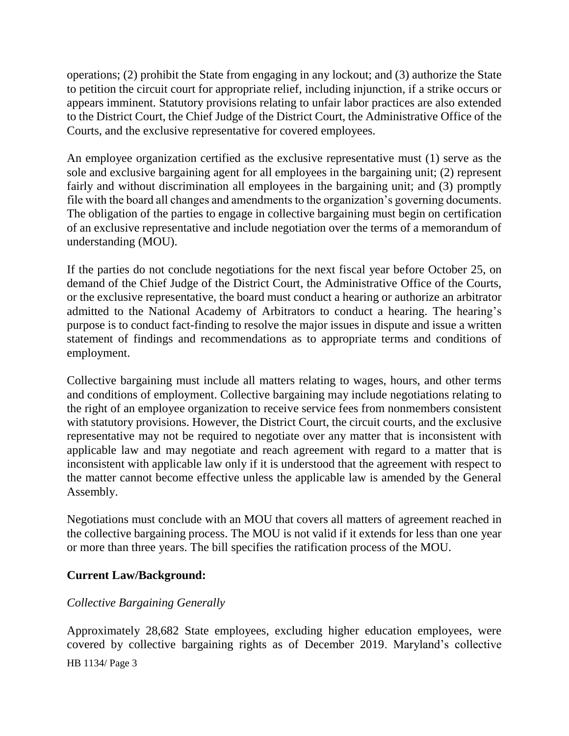operations; (2) prohibit the State from engaging in any lockout; and (3) authorize the State to petition the circuit court for appropriate relief, including injunction, if a strike occurs or appears imminent. Statutory provisions relating to unfair labor practices are also extended to the District Court, the Chief Judge of the District Court, the Administrative Office of the Courts, and the exclusive representative for covered employees.

An employee organization certified as the exclusive representative must (1) serve as the sole and exclusive bargaining agent for all employees in the bargaining unit; (2) represent fairly and without discrimination all employees in the bargaining unit; and (3) promptly file with the board all changes and amendments to the organization's governing documents. The obligation of the parties to engage in collective bargaining must begin on certification of an exclusive representative and include negotiation over the terms of a memorandum of understanding (MOU).

If the parties do not conclude negotiations for the next fiscal year before October 25, on demand of the Chief Judge of the District Court, the Administrative Office of the Courts, or the exclusive representative, the board must conduct a hearing or authorize an arbitrator admitted to the National Academy of Arbitrators to conduct a hearing. The hearing's purpose is to conduct fact-finding to resolve the major issues in dispute and issue a written statement of findings and recommendations as to appropriate terms and conditions of employment.

Collective bargaining must include all matters relating to wages, hours, and other terms and conditions of employment. Collective bargaining may include negotiations relating to the right of an employee organization to receive service fees from nonmembers consistent with statutory provisions. However, the District Court, the circuit courts, and the exclusive representative may not be required to negotiate over any matter that is inconsistent with applicable law and may negotiate and reach agreement with regard to a matter that is inconsistent with applicable law only if it is understood that the agreement with respect to the matter cannot become effective unless the applicable law is amended by the General Assembly.

Negotiations must conclude with an MOU that covers all matters of agreement reached in the collective bargaining process. The MOU is not valid if it extends for less than one year or more than three years. The bill specifies the ratification process of the MOU.

**Current Law/Background:**

*Collective Bargaining Generally*

Approximately 28,682 State employees, excluding higher education employees, were covered by collective bargaining rights as of December 2019. Maryland's collective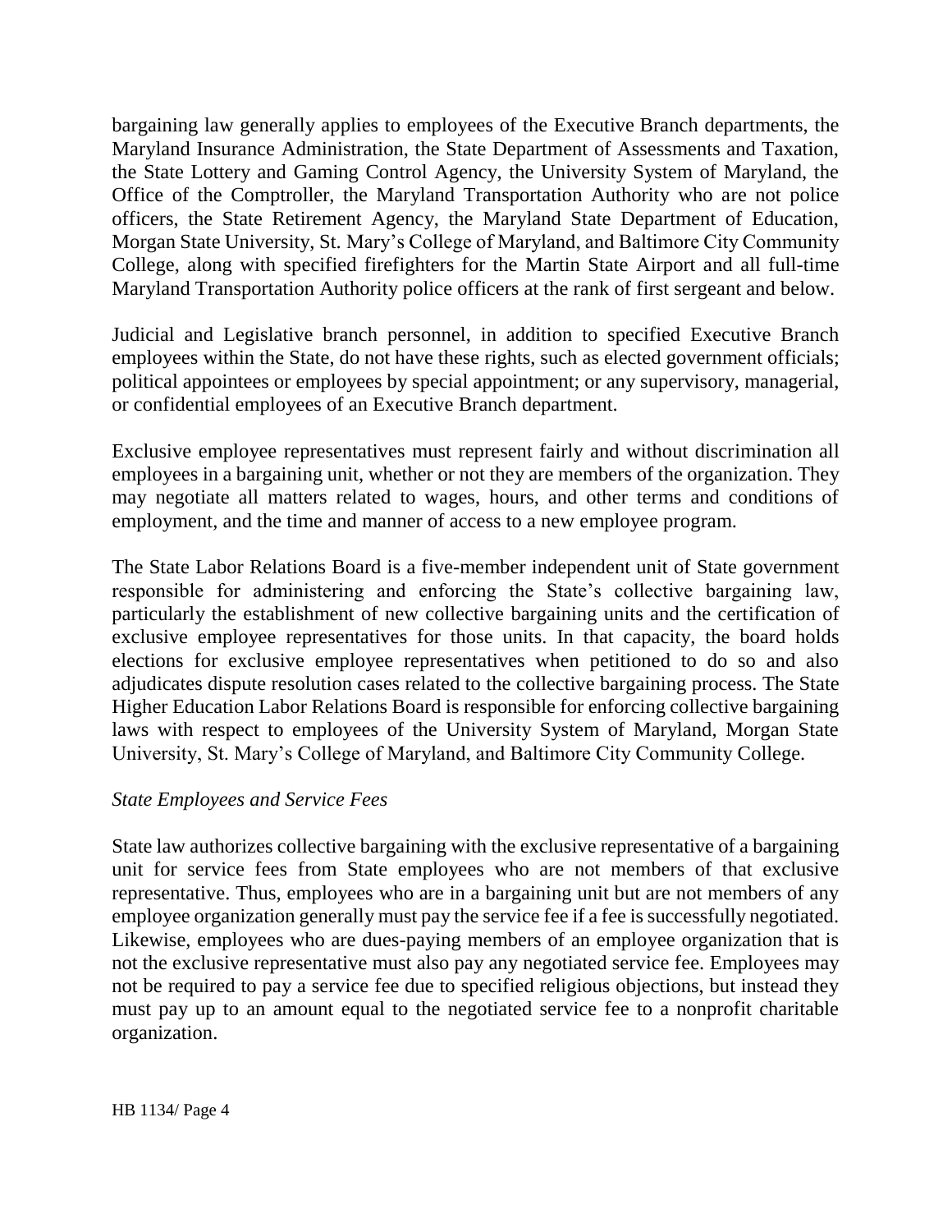bargaining law generally applies to employees of the Executive Branch departments, the Maryland Insurance Administration, the State Department of Assessments and Taxation, the State Lottery and Gaming Control Agency, the University System of Maryland, the Office of the Comptroller, the Maryland Transportation Authority who are not police officers, the State Retirement Agency, the Maryland State Department of Education, Morgan State University, St. Mary's College of Maryland, and Baltimore City Community College, along with specified firefighters for the Martin State Airport and all full-time Maryland Transportation Authority police officers at the rank of first sergeant and below.

Judicial and Legislative branch personnel, in addition to specified Executive Branch employees within the State, do not have these rights, such as elected government officials; political appointees or employees by special appointment; or any supervisory, managerial, or confidential employees of an Executive Branch department.

Exclusive employee representatives must represent fairly and without discrimination all employees in a bargaining unit, whether or not they are members of the organization. They may negotiate all matters related to wages, hours, and other terms and conditions of employment, and the time and manner of access to a new employee program.

The State Labor Relations Board is a five-member independent unit of State government responsible for administering and enforcing the State's collective bargaining law, particularly the establishment of new collective bargaining units and the certification of exclusive employee representatives for those units. In that capacity, the board holds elections for exclusive employee representatives when petitioned to do so and also adjudicates dispute resolution cases related to the collective bargaining process. The State Higher Education Labor Relations Board is responsible for enforcing collective bargaining laws with respect to employees of the University System of Maryland, Morgan State University, St. Mary's College of Maryland, and Baltimore City Community College.

*State Employees and Service Fees*

State law authorizes collective bargaining with the exclusive representative of a bargaining unit for service fees from State employees who are not members of that exclusive representative. Thus, employees who are in a bargaining unit but are not members of any employee organization generally must pay the service fee if a fee is successfully negotiated. Likewise, employees who are dues-paying members of an employee organization that is not the exclusive representative must also pay any negotiated service fee. Employees may not be required to pay a service fee due to specified religious objections, but instead they must pay up to an amount equal to the negotiated service fee to a nonprofit charitable organization.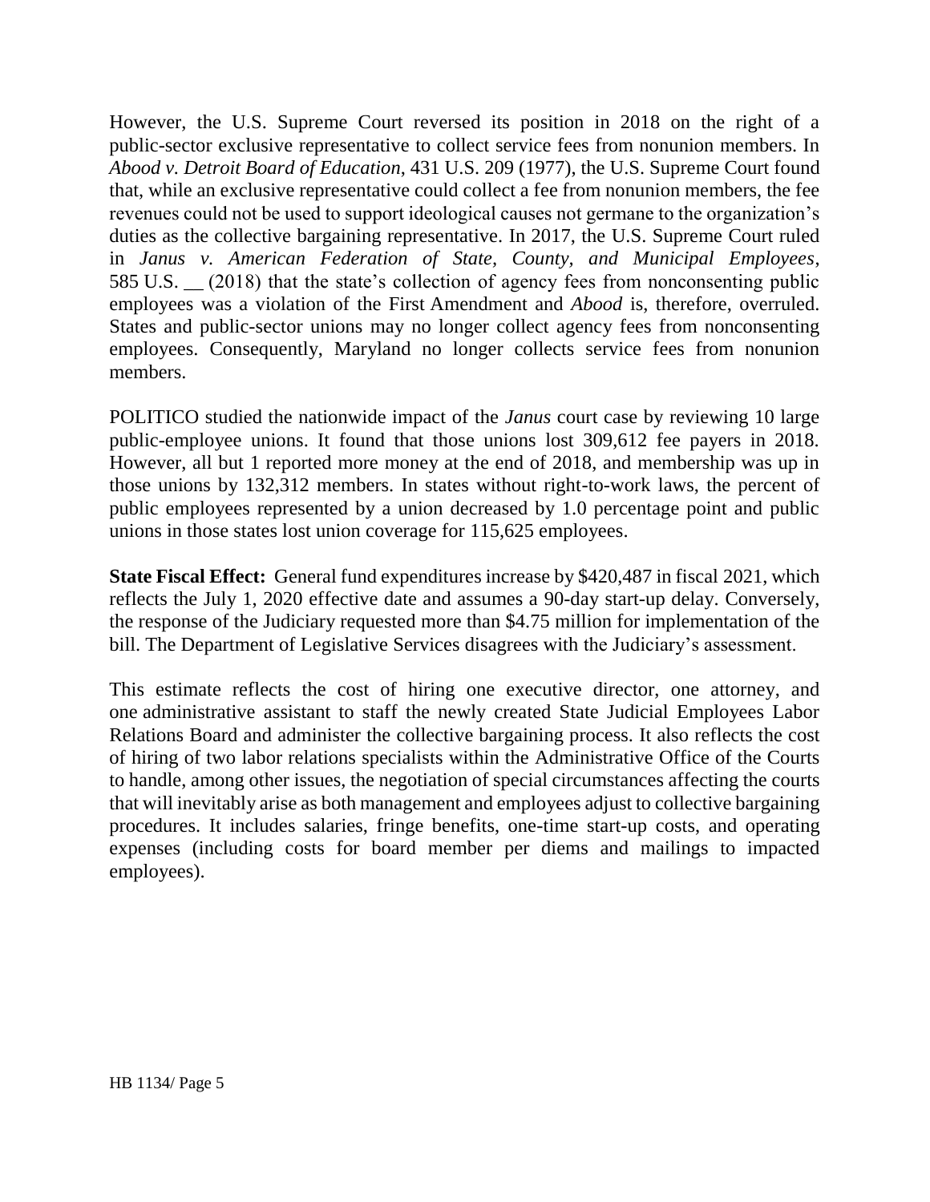However, the U.S. Supreme Court reversed its position in 2018 on the right of a public-sector exclusive representative to collect service fees from nonunion members. In *Abood v. Detroit Board of Education*, 431 U.S. 209 (1977), the U.S. Supreme Court found that, while an exclusive representative could collect a fee from nonunion members, the fee revenues could not be used to support ideological causes not germane to the organization's duties as the collective bargaining representative. In 2017, the U.S. Supreme Court ruled in *Janus v. American Federation of State, County, and Municipal Employees*, 585 U.S. __ (2018) that the state's collection of agency fees from nonconsenting public employees was a violation of the First Amendment and *Abood* is, therefore, overruled. States and public-sector unions may no longer collect agency fees from nonconsenting employees. Consequently, Maryland no longer collects service fees from nonunion members.

POLITICO studied the nationwide impact of the *Janus* court case by reviewing 10 large public-employee unions. It found that those unions lost 309,612 fee payers in 2018. However, all but 1 reported more money at the end of 2018, and membership was up in those unions by 132,312 members. In states without right-to-work laws, the percent of public employees represented by a union decreased by 1.0 percentage point and public unions in those states lost union coverage for 115,625 employees.

**State Fiscal Effect:** General fund expenditures increase by $420,487 in fiscal 2021, which reflects the July 1, 2020 effective date and assumes a 90-day start-up delay. Conversely, the response of the Judiciary requested more than $4.75 million for implementation of the bill. The Department of Legislative Services disagrees with the Judiciary's assessment.

This estimate reflects the cost of hiring one executive director, one attorney, and one administrative assistant to staff the newly created State Judicial Employees Labor Relations Board and administer the collective bargaining process. It also reflects the cost of hiring of two labor relations specialists within the Administrative Office of the Courts to handle, among other issues, the negotiation of special circumstances affecting the courts that will inevitably arise as both management and employees adjust to collective bargaining procedures. It includes salaries, fringe benefits, one-time start-up costs, and operating expenses (including costs for board member per diems and mailings to impacted employees).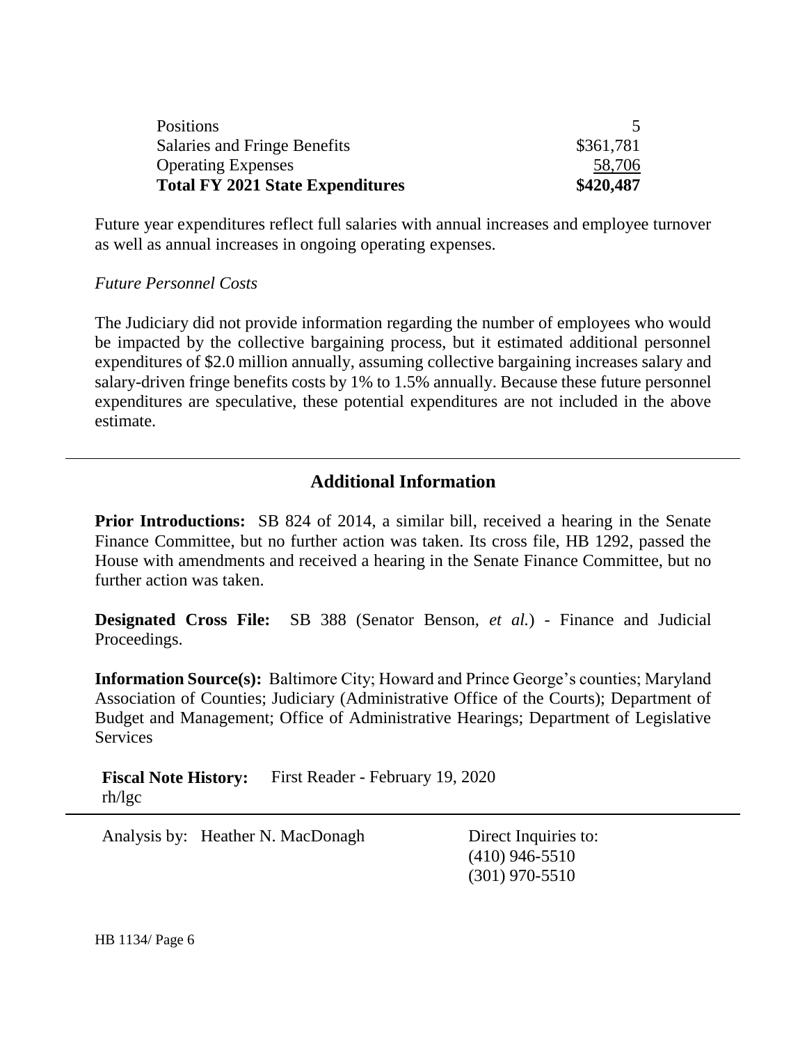| | |
|---|---|
| Positions | 5 |
| Salaries and Fringe Benefits | \$361,781 |
| Operating Expenses | 58,706 |
| **Total FY 2021 State Expenditures** | **\$420,487** |

Future year expenditures reflect full salaries with annual increases and employee turnover as well as annual increases in ongoing operating expenses.

*Future Personnel Costs*

The Judiciary did not provide information regarding the number of employees who would be impacted by the collective bargaining process, but it estimated additional personnel expenditures of \$2.0 million annually, assuming collective bargaining increases salary and salary-driven fringe benefits costs by 1% to 1.5% annually. Because these future personnel expenditures are speculative, these potential expenditures are not included in the above estimate.

## Additional Information

**Prior Introductions:** SB 824 of 2014, a similar bill, received a hearing in the Senate Finance Committee, but no further action was taken. Its cross file, HB 1292, passed the House with amendments and received a hearing in the Senate Finance Committee, but no further action was taken.

**Designated Cross File:** SB 388 (Senator Benson, *et al.*) - Finance and Judicial Proceedings.

**Information Source(s):** Baltimore City; Howard and Prince George's counties; Maryland Association of Counties; Judiciary (Administrative Office of the Courts); Department of Budget and Management; Office of Administrative Hearings; Department of Legislative Services

**Fiscal Note History:** First Reader - February 19, 2020
rh/lgc

Analysis by: Heather N. MacDonagh

Direct Inquiries to:
(410) 946-5510
(301) 970-5510